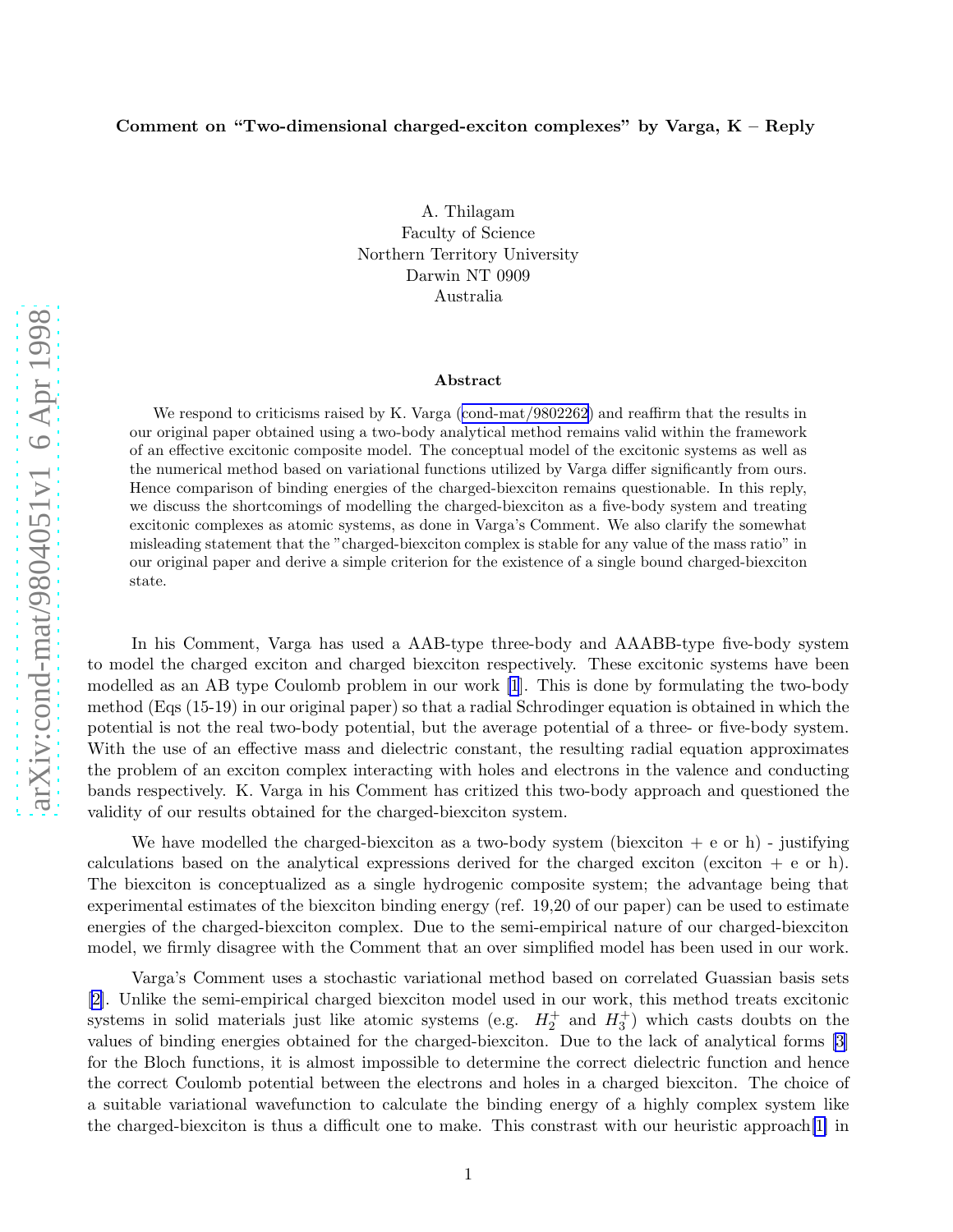**Comment on "Two-dimensional charged-exciton complexes" by Varga, K – Reply**

A. Thilagam
Faculty of Science
Northern Territory University
Darwin NT 0909
Australia

**Abstract**

We respond to criticisms raised by K. Varga (cond-mat/9802262) and reaffirm that the results in our original paper obtained using a two-body analytical method remains valid within the framework of an effective excitonic composite model. The conceptual model of the excitonic systems as well as the numerical method based on variational functions utilized by Varga differ significantly from ours. Hence comparison of binding energies of the charged-biexciton remains questionable. In this reply, we discuss the shortcomings of modelling the charged-biexciton as a five-body system and treating excitonic complexes as atomic systems, as done in Varga's Comment. We also clarify the somewhat misleading statement that the "charged-biexciton complex is stable for any value of the mass ratio" in our original paper and derive a simple criterion for the existence of a single bound charged-biexciton state.

In his Comment, Varga has used a AAB-type three-body and AAABB-type five-body system to model the charged exciton and charged biexciton respectively. These excitonic systems have been modelled as an AB type Coulomb problem in our work [1]. This is done by formulating the two-body method (Eqs (15-19) in our original paper) so that a radial Schrodinger equation is obtained in which the potential is not the real two-body potential, but the average potential of a three- or five-body system. With the use of an effective mass and dielectric constant, the resulting radial equation approximates the problem of an exciton complex interacting with holes and electrons in the valence and conducting bands respectively. K. Varga in his Comment has critized this two-body approach and questioned the validity of our results obtained for the charged-biexciton system.

We have modelled the charged-biexciton as a two-body system (biexciton + e or h) - justifying calculations based on the analytical expressions derived for the charged exciton (exciton + e or h). The biexciton is conceptualized as a single hydrogenic composite system; the advantage being that experimental estimates of the biexciton binding energy (ref. 19,20 of our paper) can be used to estimate energies of the charged-biexciton complex. Due to the semi-empirical nature of our charged-biexciton model, we firmly disagree with the Comment that an over simplified model has been used in our work.

Varga's Comment uses a stochastic variational method based on correlated Guassian basis sets [2]. Unlike the semi-empirical charged biexciton model used in our work, this method treats excitonic systems in solid materials just like atomic systems (e.g. $H_2^+$ and $H_3^+$) which casts doubts on the values of binding energies obtained for the charged-biexciton. Due to the lack of analytical forms [3] for the Bloch functions, it is almost impossible to determine the correct dielectric function and hence the correct Coulomb potential between the electrons and holes in a charged biexciton. The choice of a suitable variational wavefunction to calculate the binding energy of a highly complex system like the charged-biexciton is thus a difficult one to make. This constrast with our heuristic approach[1] in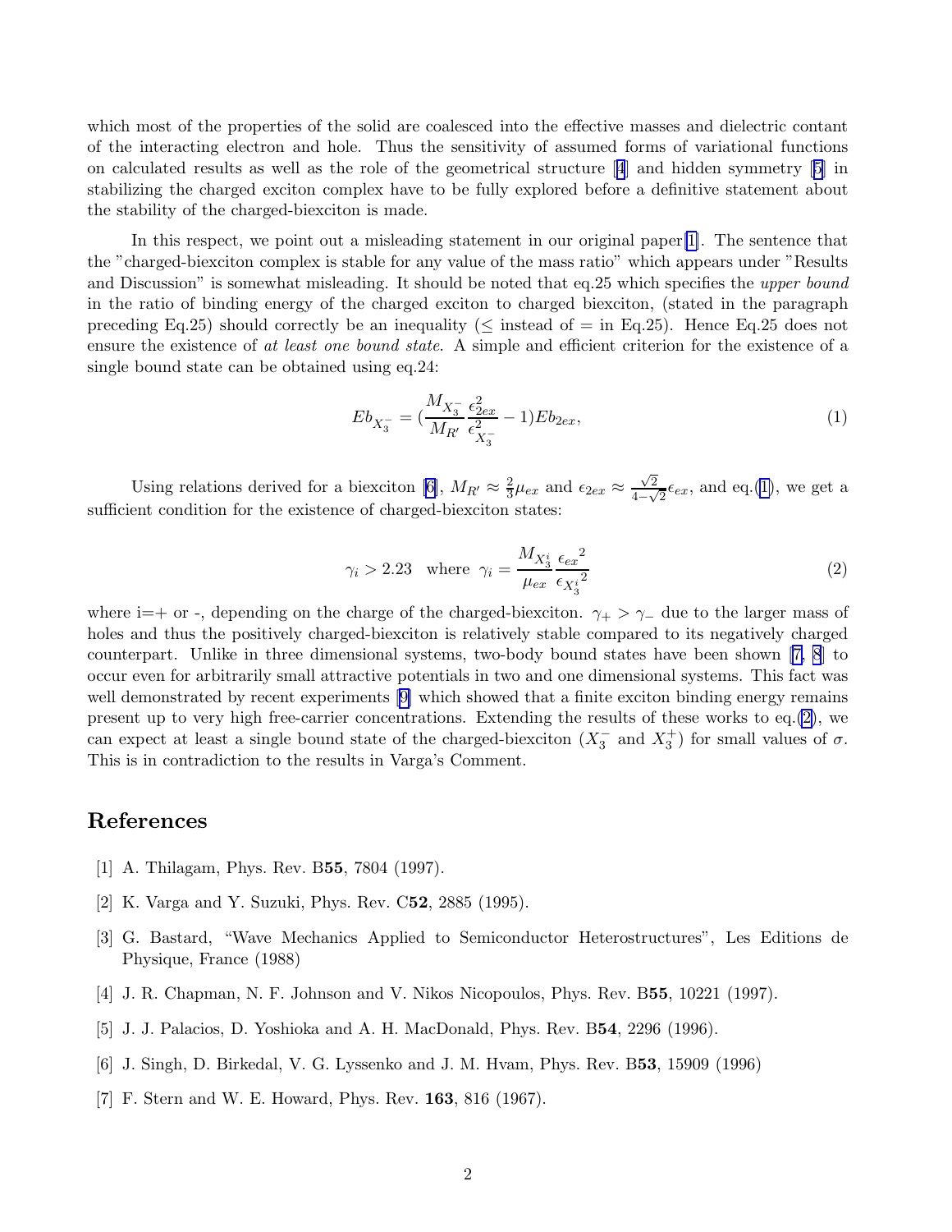which most of the properties of the solid are coalesced into the effective masses and dielectric contant of the interacting electron and hole. Thus the sensitivity of assumed forms of variational functions on calculated results as well as the role of the geometrical structure [4] and hidden symmetry [5] in stabilizing the charged exciton complex have to be fully explored before a definitive statement about the stability of the charged-biexciton is made.

In this respect, we point out a misleading statement in our original paper[1]. The sentence that the "charged-biexciton complex is stable for any value of the mass ratio" which appears under "Results and Discussion" is somewhat misleading. It should be noted that eq.25 which specifies the *upper bound* in the ratio of binding energy of the charged exciton to charged biexciton, (stated in the paragraph preceding Eq.25) should correctly be an inequality ($\leq$ instead of $=$ in Eq.25). Hence Eq.25 does not ensure the existence of *at least one bound state*. A simple and efficient criterion for the existence of a single bound state can be obtained using eq.24:

$$Eb_{X_3^-} = (\frac{M_{X_3^-}}{M_{R'}}\frac{\epsilon_{2ex}^2}{\epsilon_{X_3^-}^2} - 1)Eb_{2ex}, \tag{1}$$

Using relations derived for a biexciton [6], $M_{R'} \approx \frac{2}{3}\mu_{ex}$ and $\epsilon_{2ex} \approx \frac{\sqrt{2}}{4-\sqrt{2}}\epsilon_{ex}$, and eq.(1), we get a sufficient condition for the existence of charged-biexciton states:

$$\gamma_i > 2.23 \quad \text{where} \quad \gamma_i = \frac{M_{X_3^i}}{\mu_{ex}}\frac{{\epsilon_{ex}}^2}{{\epsilon_{X_3^i}}^2} \tag{2}$$

where i=+ or -, depending on the charge of the charged-biexciton. $\gamma_+ > \gamma_-$ due to the larger mass of holes and thus the positively charged-biexciton is relatively stable compared to its negatively charged counterpart. Unlike in three dimensional systems, two-body bound states have been shown [7, 8] to occur even for arbitrarily small attractive potentials in two and one dimensional systems. This fact was well demonstrated by recent experiments [9] which showed that a finite exciton binding energy remains present up to very high free-carrier concentrations. Extending the results of these works to eq.(2), we can expect at least a single bound state of the charged-biexciton ($X_3^-$ and $X_3^+$) for small values of $\sigma$. This is in contradiction to the results in Varga's Comment.

## References

[1] A. Thilagam, Phys. Rev. B**55**, 7804 (1997).

[2] K. Varga and Y. Suzuki, Phys. Rev. C**52**, 2885 (1995).

[3] G. Bastard, "Wave Mechanics Applied to Semiconductor Heterostructures", Les Editions de Physique, France (1988)

[4] J. R. Chapman, N. F. Johnson and V. Nikos Nicopoulos, Phys. Rev. B**55**, 10221 (1997).

[5] J. J. Palacios, D. Yoshioka and A. H. MacDonald, Phys. Rev. B**54**, 2296 (1996).

[6] J. Singh, D. Birkedal, V. G. Lyssenko and J. M. Hvam, Phys. Rev. B**53**, 15909 (1996)

[7] F. Stern and W. E. Howard, Phys. Rev. **163**, 816 (1967).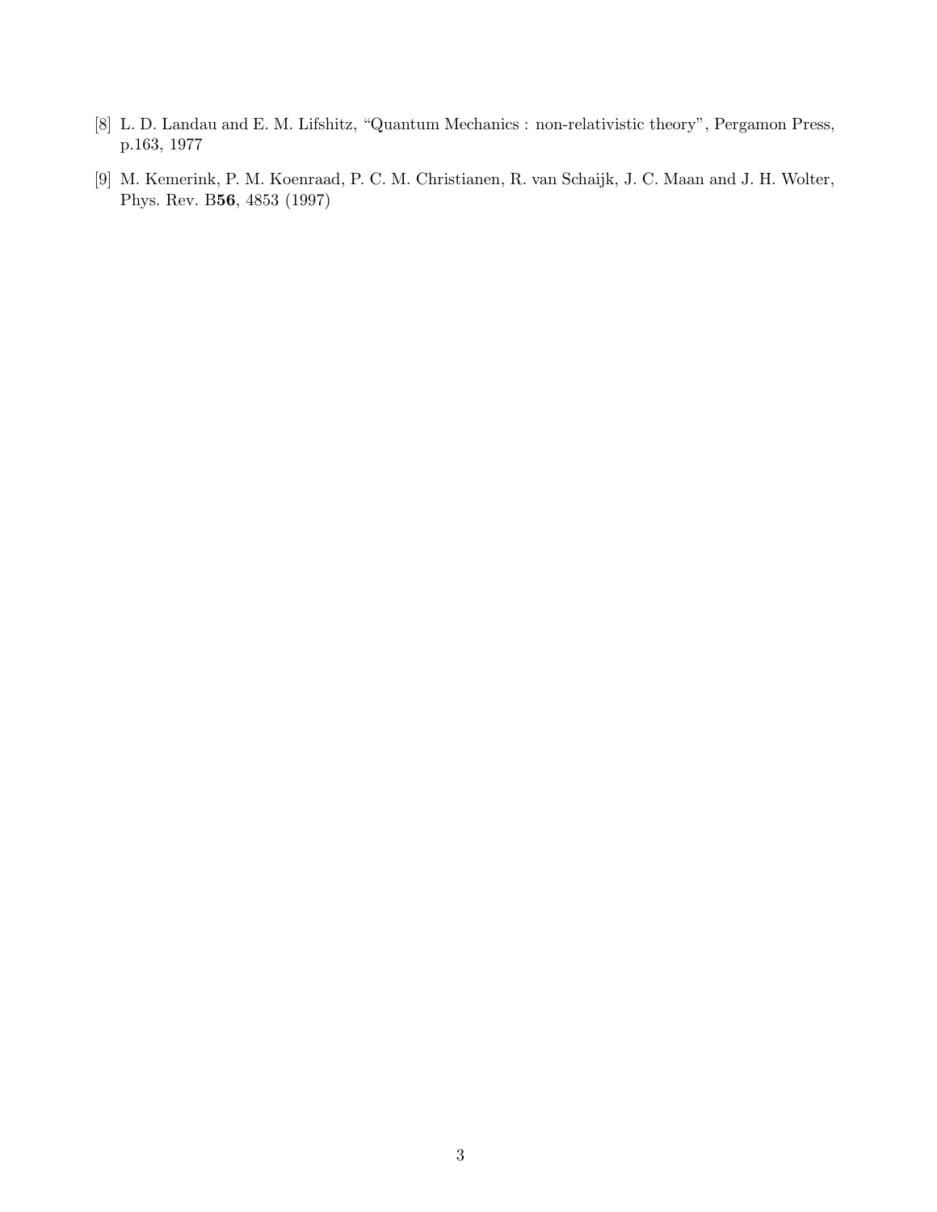[8] L. D. Landau and E. M. Lifshitz, "Quantum Mechanics : non-relativistic theory", Pergamon Press, p.163, 1977

[9] M. Kemerink, P. M. Koenraad, P. C. M. Christianen, R. van Schaijk, J. C. Maan and J. H. Wolter, Phys. Rev. B**56**, 4853 (1997)